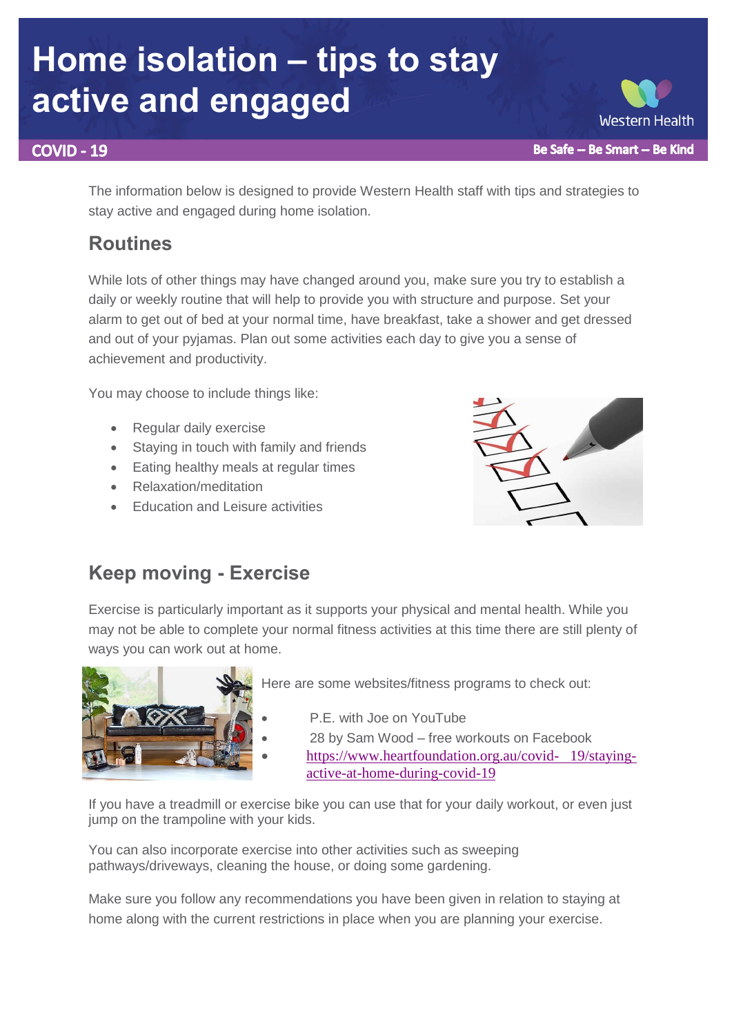# Home isolation – tips to stay active and engaged

Western Health

**COVID - 19**

**Be Safe -- Be Smart -- Be Kind**

The information below is designed to provide Western Health staff with tips and strategies to stay active and engaged during home isolation.

## Routines

While lots of other things may have changed around you, make sure you try to establish a daily or weekly routine that will help to provide you with structure and purpose. Set your alarm to get out of bed at your normal time, have breakfast, take a shower and get dressed and out of your pyjamas. Plan out some activities each day to give you a sense of achievement and productivity.

You may choose to include things like:

- Regular daily exercise
- Staying in touch with family and friends
- Eating healthy meals at regular times
- Relaxation/meditation
- Education and Leisure activities

## Keep moving - Exercise

Exercise is particularly important as it supports your physical and mental health. While you may not be able to complete your normal fitness activities at this time there are still plenty of ways you can work out at home.

Here are some websites/fitness programs to check out:

- P.E. with Joe on YouTube
- 28 by Sam Wood – free workouts on Facebook
- https://www.heartfoundation.org.au/covid- 19/staying-active-at-home-during-covid-19

If you have a treadmill or exercise bike you can use that for your daily workout, or even just jump on the trampoline with your kids.

You can also incorporate exercise into other activities such as sweeping pathways/driveways, cleaning the house, or doing some gardening.

Make sure you follow any recommendations you have been given in relation to staying at home along with the current restrictions in place when you are planning your exercise.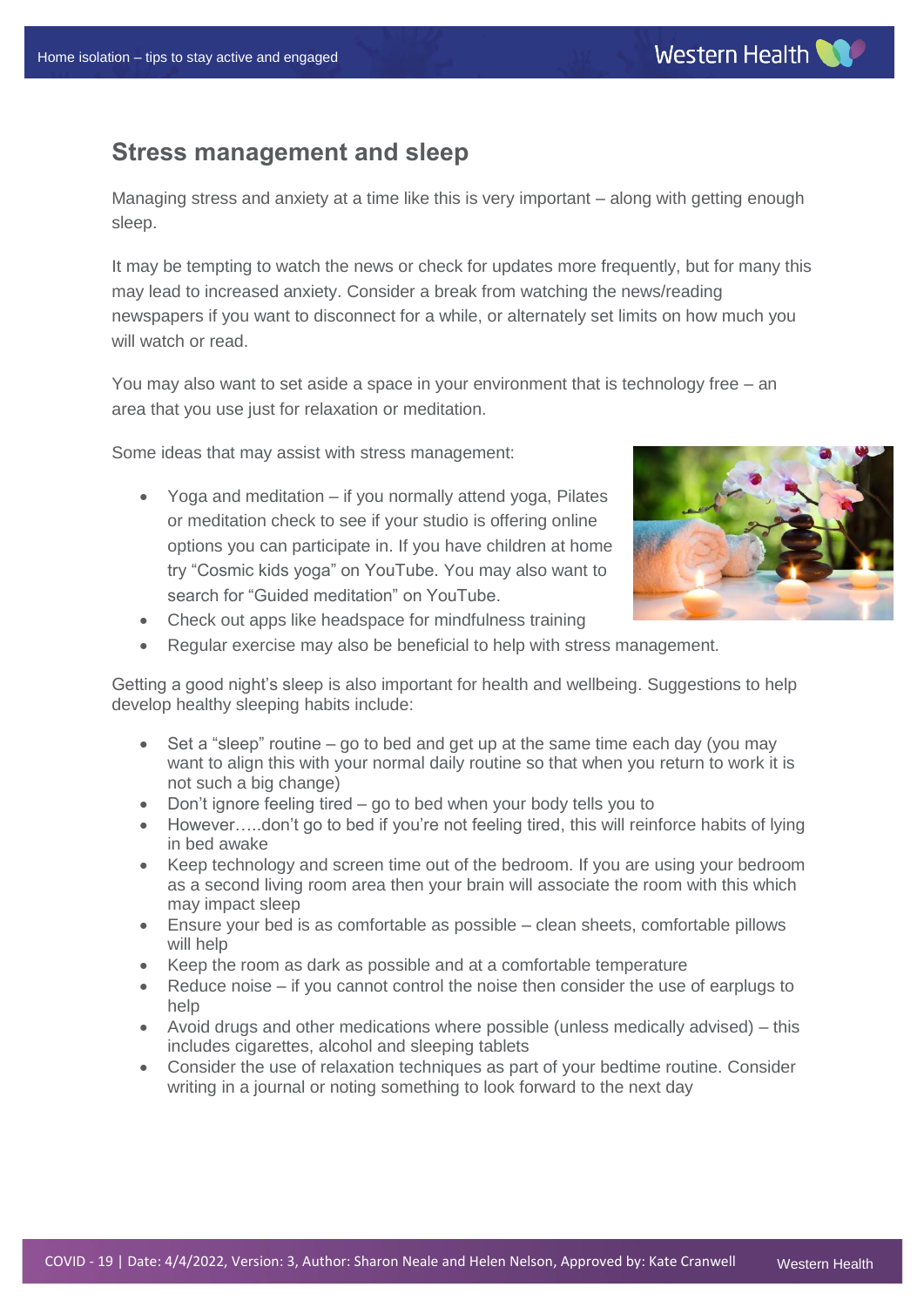## Stress management and sleep

Managing stress and anxiety at a time like this is very important – along with getting enough sleep.

It may be tempting to watch the news or check for updates more frequently, but for many this may lead to increased anxiety. Consider a break from watching the news/reading newspapers if you want to disconnect for a while, or alternately set limits on how much you will watch or read.

You may also want to set aside a space in your environment that is technology free – an area that you use just for relaxation or meditation.

Some ideas that may assist with stress management:

- Yoga and meditation – if you normally attend yoga, Pilates or meditation check to see if your studio is offering online options you can participate in. If you have children at home try "Cosmic kids yoga" on YouTube. You may also want to search for "Guided meditation" on YouTube.
- Check out apps like headspace for mindfulness training
- Regular exercise may also be beneficial to help with stress management.

Getting a good night's sleep is also important for health and wellbeing. Suggestions to help develop healthy sleeping habits include:

- Set a "sleep" routine – go to bed and get up at the same time each day (you may want to align this with your normal daily routine so that when you return to work it is not such a big change)
- Don't ignore feeling tired – go to bed when your body tells you to
- However…..don't go to bed if you're not feeling tired, this will reinforce habits of lying in bed awake
- Keep technology and screen time out of the bedroom. If you are using your bedroom as a second living room area then your brain will associate the room with this which may impact sleep
- Ensure your bed is as comfortable as possible – clean sheets, comfortable pillows will help
- Keep the room as dark as possible and at a comfortable temperature
- Reduce noise – if you cannot control the noise then consider the use of earplugs to help
- Avoid drugs and other medications where possible (unless medically advised) – this includes cigarettes, alcohol and sleeping tablets
- Consider the use of relaxation techniques as part of your bedtime routine. Consider writing in a journal or noting something to look forward to the next day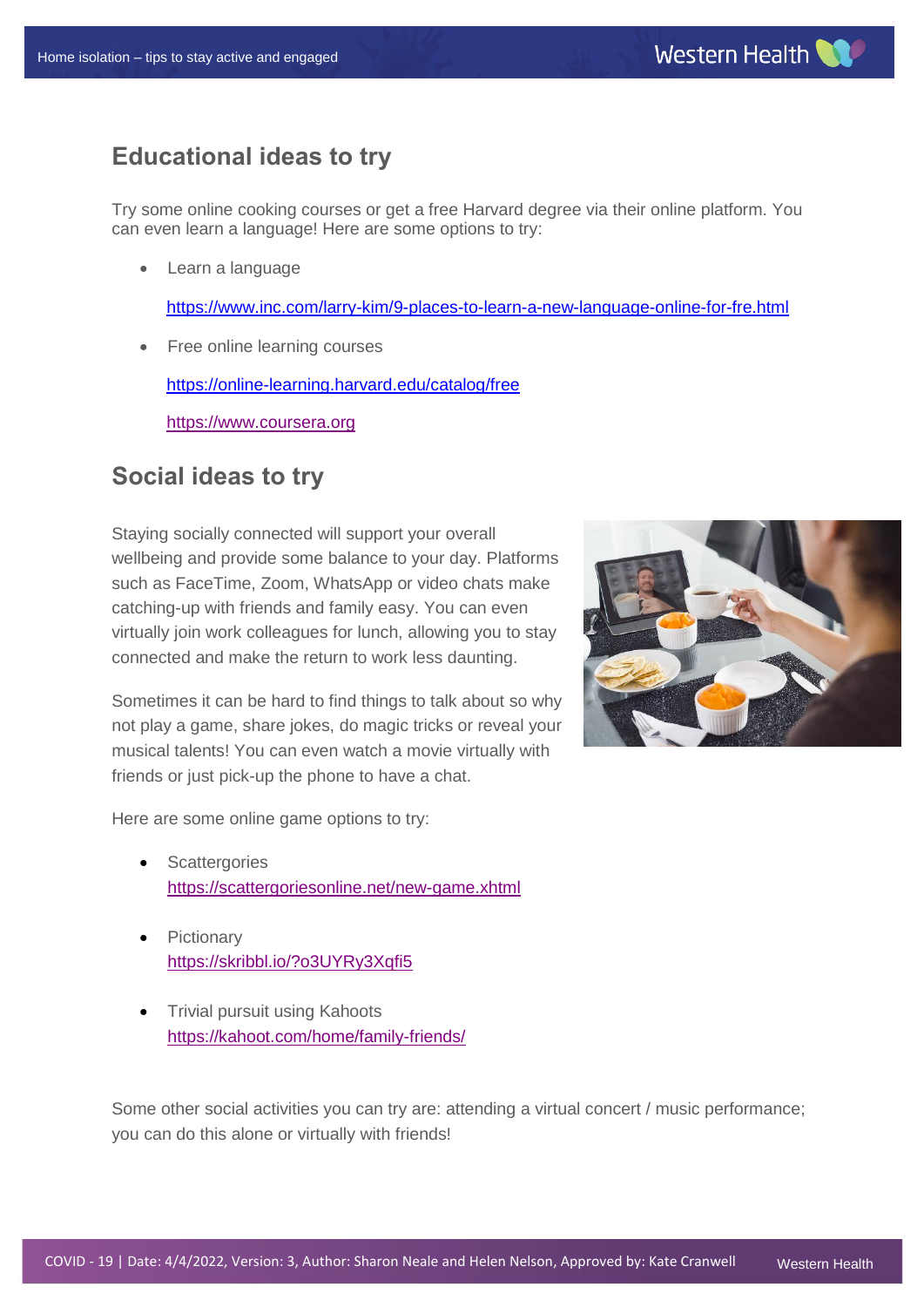## Educational ideas to try

Try some online cooking courses or get a free Harvard degree via their online platform. You can even learn a language! Here are some options to try:

- Learn a language

  https://www.inc.com/larry-kim/9-places-to-learn-a-new-language-online-for-fre.html

- Free online learning courses

  https://online-learning.harvard.edu/catalog/free

  https://www.coursera.org

## Social ideas to try

Staying socially connected will support your overall wellbeing and provide some balance to your day. Platforms such as FaceTime, Zoom, WhatsApp or video chats make catching-up with friends and family easy. You can even virtually join work colleagues for lunch, allowing you to stay connected and make the return to work less daunting.

Sometimes it can be hard to find things to talk about so why not play a game, share jokes, do magic tricks or reveal your musical talents! You can even watch a movie virtually with friends or just pick-up the phone to have a chat.

Here are some online game options to try:

- Scattergories
  https://scattergoriesonline.net/new-game.xhtml

- Pictionary
  https://skribbl.io/?o3UYRy3Xqfi5

- Trivial pursuit using Kahoots
  https://kahoot.com/home/family-friends/

Some other social activities you can try are: attending a virtual concert / music performance; you can do this alone or virtually with friends!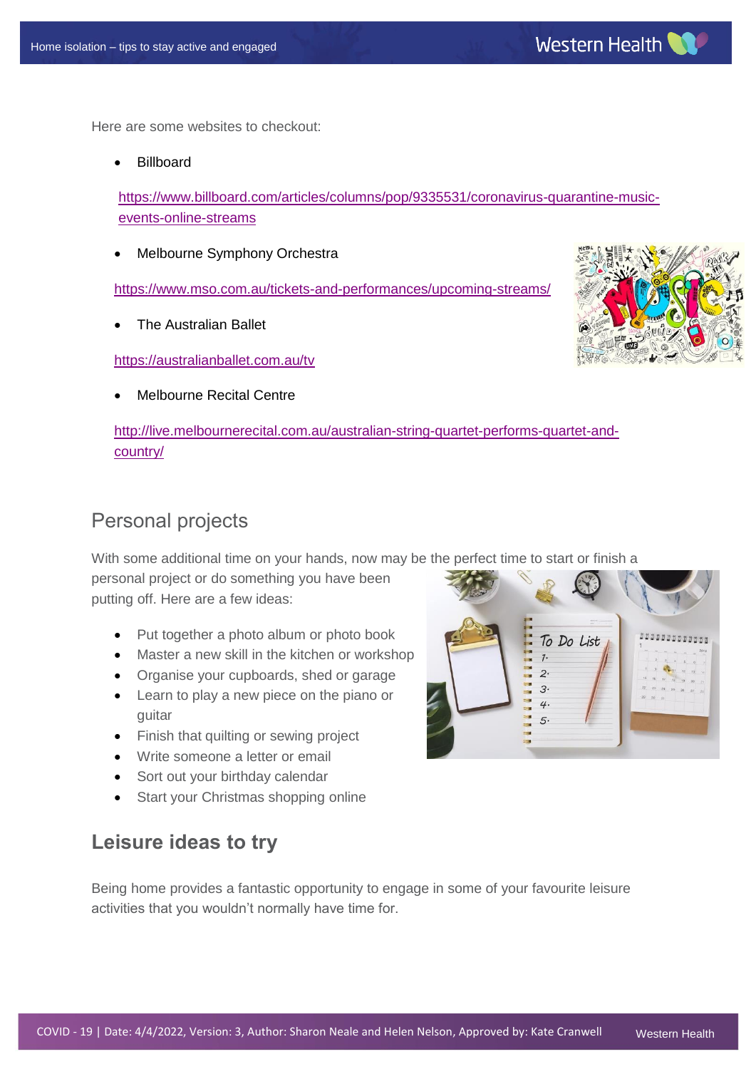Here are some websites to checkout:

- Billboard

  https://www.billboard.com/articles/columns/pop/9335531/coronavirus-quarantine-music-events-online-streams

- Melbourne Symphony Orchestra

  https://www.mso.com.au/tickets-and-performances/upcoming-streams/

- The Australian Ballet

  https://australianballet.com.au/tv

- Melbourne Recital Centre

  http://live.melbournerecital.com.au/australian-string-quartet-performs-quartet-and-country/

## Personal projects

With some additional time on your hands, now may be the perfect time to start or finish a personal project or do something you have been putting off. Here are a few ideas:

- Put together a photo album or photo book
- Master a new skill in the kitchen or workshop
- Organise your cupboards, shed or garage
- Learn to play a new piece on the piano or guitar
- Finish that quilting or sewing project
- Write someone a letter or email
- Sort out your birthday calendar
- Start your Christmas shopping online

## Leisure ideas to try

Being home provides a fantastic opportunity to engage in some of your favourite leisure activities that you wouldn't normally have time for.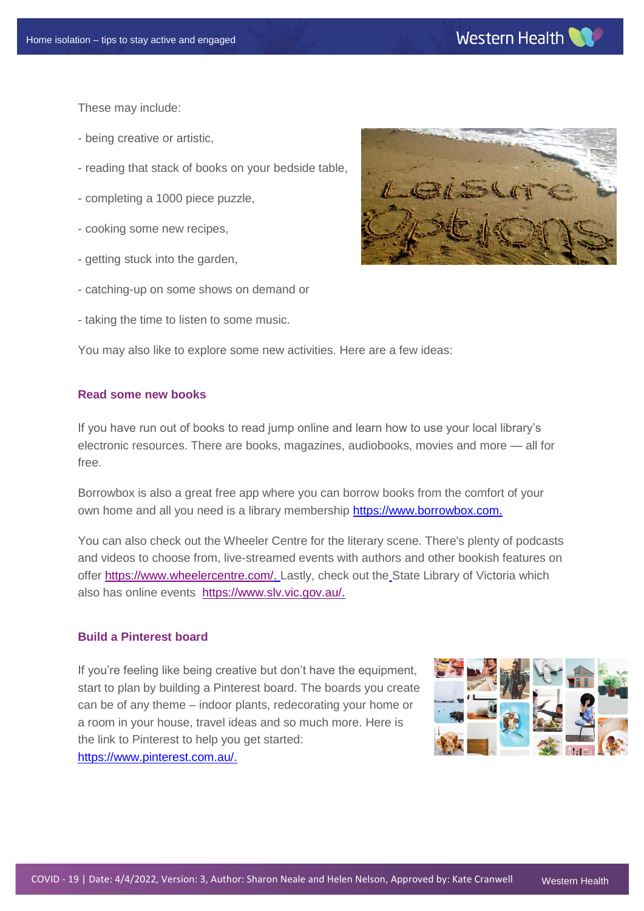These may include:

- being creative or artistic,
- reading that stack of books on your bedside table,
- completing a 1000 piece puzzle,
- cooking some new recipes,
- getting stuck into the garden,
- catching-up on some shows on demand or
- taking the time to listen to some music.

You may also like to explore some new activities. Here are a few ideas:

### Read some new books

If you have run out of books to read jump online and learn how to use your local library's electronic resources. There are books, magazines, audiobooks, movies and more — all for free.

Borrowbox is also a great free app where you can borrow books from the comfort of your own home and all you need is a library membership https://www.borrowbox.com.

You can also check out the Wheeler Centre for the literary scene. There's plenty of podcasts and videos to choose from, live-streamed events with authors and other bookish features on offer https://www.wheelercentre.com/. Lastly, check out the State Library of Victoria which also has online events https://www.slv.vic.gov.au/.

### Build a Pinterest board

If you're feeling like being creative but don't have the equipment, start to plan by building a Pinterest board. The boards you create can be of any theme – indoor plants, redecorating your home or a room in your house, travel ideas and so much more. Here is the link to Pinterest to help you get started: https://www.pinterest.com.au/.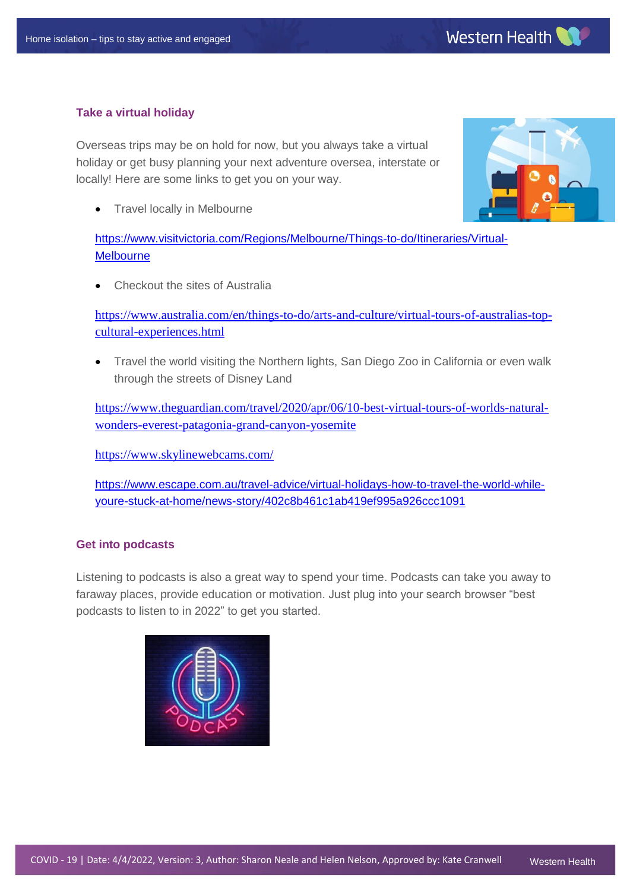## Take a virtual holiday

Overseas trips may be on hold for now, but you always take a virtual holiday or get busy planning your next adventure oversea, interstate or locally! Here are some links to get you on your way.

- Travel locally in Melbourne

[https://www.visitvictoria.com/Regions/Melbourne/Things-to-do/Itineraries/Virtual-Melbourne](https://www.visitvictoria.com/Regions/Melbourne/Things-to-do/Itineraries/Virtual-Melbourne)

- Checkout the sites of Australia

[https://www.australia.com/en/things-to-do/arts-and-culture/virtual-tours-of-australias-top-cultural-experiences.html](https://www.australia.com/en/things-to-do/arts-and-culture/virtual-tours-of-australias-top-cultural-experiences.html)

- Travel the world visiting the Northern lights, San Diego Zoo in California or even walk through the streets of Disney Land

[https://www.theguardian.com/travel/2020/apr/06/10-best-virtual-tours-of-worlds-natural-wonders-everest-patagonia-grand-canyon-yosemite](https://www.theguardian.com/travel/2020/apr/06/10-best-virtual-tours-of-worlds-natural-wonders-everest-patagonia-grand-canyon-yosemite)

[https://www.skylinewebcams.com/](https://www.skylinewebcams.com/)

[https://www.escape.com.au/travel-advice/virtual-holidays-how-to-travel-the-world-while-youre-stuck-at-home/news-story/402c8b461c1ab419ef995a926ccc1091](https://www.escape.com.au/travel-advice/virtual-holidays-how-to-travel-the-world-while-youre-stuck-at-home/news-story/402c8b461c1ab419ef995a926ccc1091)

## Get into podcasts

Listening to podcasts is also a great way to spend your time. Podcasts can take you away to faraway places, provide education or motivation. Just plug into your search browser "best podcasts to listen to in 2022" to get you started.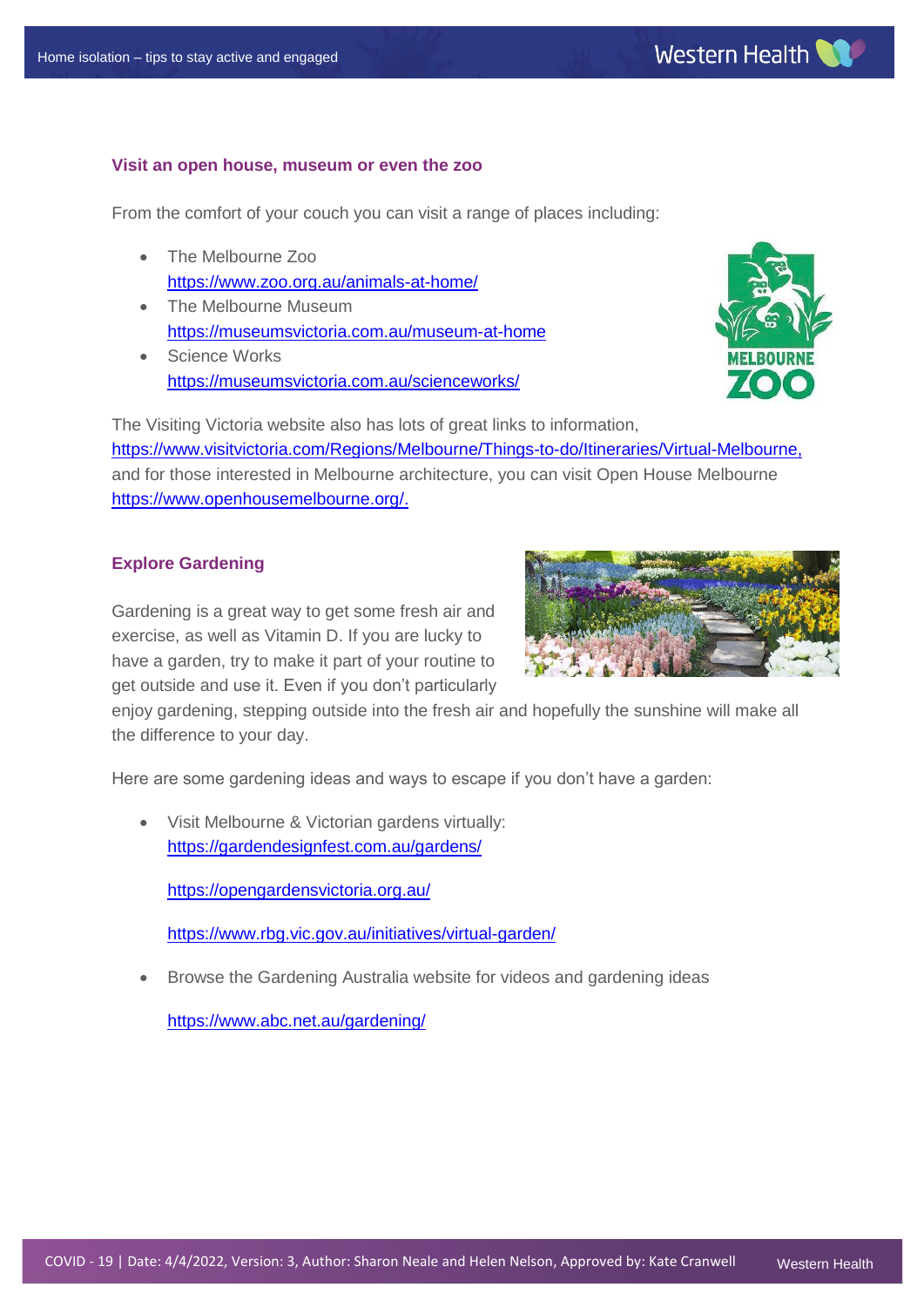## Visit an open house, museum or even the zoo

From the comfort of your couch you can visit a range of places including:

- The Melbourne Zoo
  https://www.zoo.org.au/animals-at-home/
- The Melbourne Museum
  https://museumsvictoria.com.au/museum-at-home
- Science Works
  https://museumsvictoria.com.au/scienceworks/

The Visiting Victoria website also has lots of great links to information, https://www.visitvictoria.com/Regions/Melbourne/Things-to-do/Itineraries/Virtual-Melbourne, and for those interested in Melbourne architecture, you can visit Open House Melbourne https://www.openhousemelbourne.org/.

## Explore Gardening

Gardening is a great way to get some fresh air and exercise, as well as Vitamin D. If you are lucky to have a garden, try to make it part of your routine to get outside and use it. Even if you don't particularly enjoy gardening, stepping outside into the fresh air and hopefully the sunshine will make all the difference to your day.

Here are some gardening ideas and ways to escape if you don't have a garden:

- Visit Melbourne & Victorian gardens virtually:
  https://gardendesignfest.com.au/gardens/

  https://opengardensvictoria.org.au/

  https://www.rbg.vic.gov.au/initiatives/virtual-garden/

- Browse the Gardening Australia website for videos and gardening ideas

  https://www.abc.net.au/gardening/